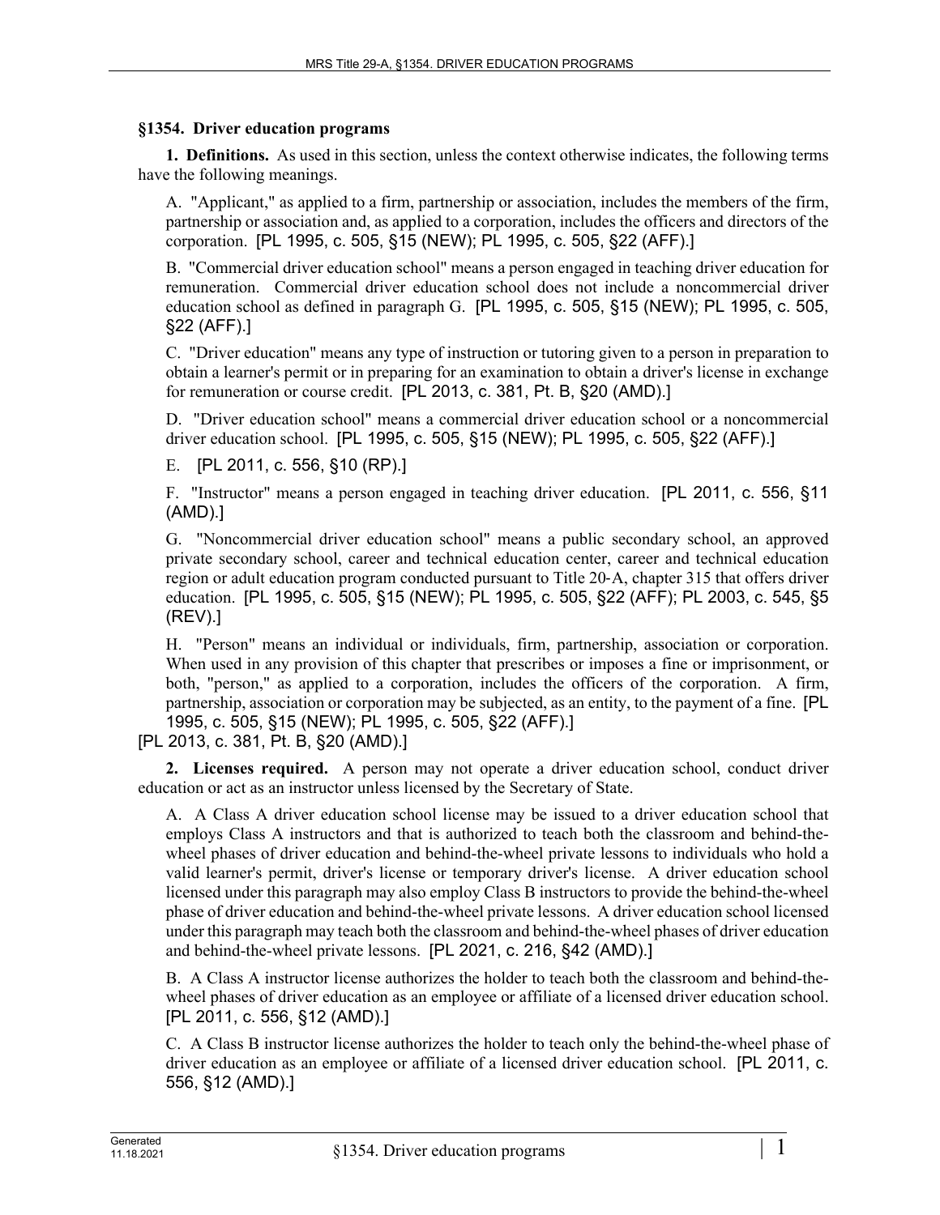## §1354. Driver education programs

**1. Definitions.** As used in this section, unless the context otherwise indicates, the following terms have the following meanings.

A. "Applicant," as applied to a firm, partnership or association, includes the members of the firm, partnership or association and, as applied to a corporation, includes the officers and directors of the corporation. [PL 1995, c. 505, §15 (NEW); PL 1995, c. 505, §22 (AFF).]

B. "Commercial driver education school" means a person engaged in teaching driver education for remuneration. Commercial driver education school does not include a noncommercial driver education school as defined in paragraph G. [PL 1995, c. 505, §15 (NEW); PL 1995, c. 505, §22 (AFF).]

C. "Driver education" means any type of instruction or tutoring given to a person in preparation to obtain a learner's permit or in preparing for an examination to obtain a driver's license in exchange for remuneration or course credit. [PL 2013, c. 381, Pt. B, §20 (AMD).]

D. "Driver education school" means a commercial driver education school or a noncommercial driver education school. [PL 1995, c. 505, §15 (NEW); PL 1995, c. 505, §22 (AFF).]

E. [PL 2011, c. 556, §10 (RP).]

F. "Instructor" means a person engaged in teaching driver education. [PL 2011, c. 556, §11 (AMD).]

G. "Noncommercial driver education school" means a public secondary school, an approved private secondary school, career and technical education center, career and technical education region or adult education program conducted pursuant to Title 20-A, chapter 315 that offers driver education. [PL 1995, c. 505, §15 (NEW); PL 1995, c. 505, §22 (AFF); PL 2003, c. 545, §5 (REV).]

H. "Person" means an individual or individuals, firm, partnership, association or corporation. When used in any provision of this chapter that prescribes or imposes a fine or imprisonment, or both, "person," as applied to a corporation, includes the officers of the corporation. A firm, partnership, association or corporation may be subjected, as an entity, to the payment of a fine. [PL 1995, c. 505, §15 (NEW); PL 1995, c. 505, §22 (AFF).]

[PL 2013, c. 381, Pt. B, §20 (AMD).]

**2. Licenses required.** A person may not operate a driver education school, conduct driver education or act as an instructor unless licensed by the Secretary of State.

A. A Class A driver education school license may be issued to a driver education school that employs Class A instructors and that is authorized to teach both the classroom and behind-the-wheel phases of driver education and behind-the-wheel private lessons to individuals who hold a valid learner's permit, driver's license or temporary driver's license. A driver education school licensed under this paragraph may also employ Class B instructors to provide the behind-the-wheel phase of driver education and behind-the-wheel private lessons. A driver education school licensed under this paragraph may teach both the classroom and behind-the-wheel phases of driver education and behind-the-wheel private lessons. [PL 2021, c. 216, §42 (AMD).]

B. A Class A instructor license authorizes the holder to teach both the classroom and behind-the-wheel phases of driver education as an employee or affiliate of a licensed driver education school. [PL 2011, c. 556, §12 (AMD).]

C. A Class B instructor license authorizes the holder to teach only the behind-the-wheel phase of driver education as an employee or affiliate of a licensed driver education school. [PL 2011, c. 556, §12 (AMD).]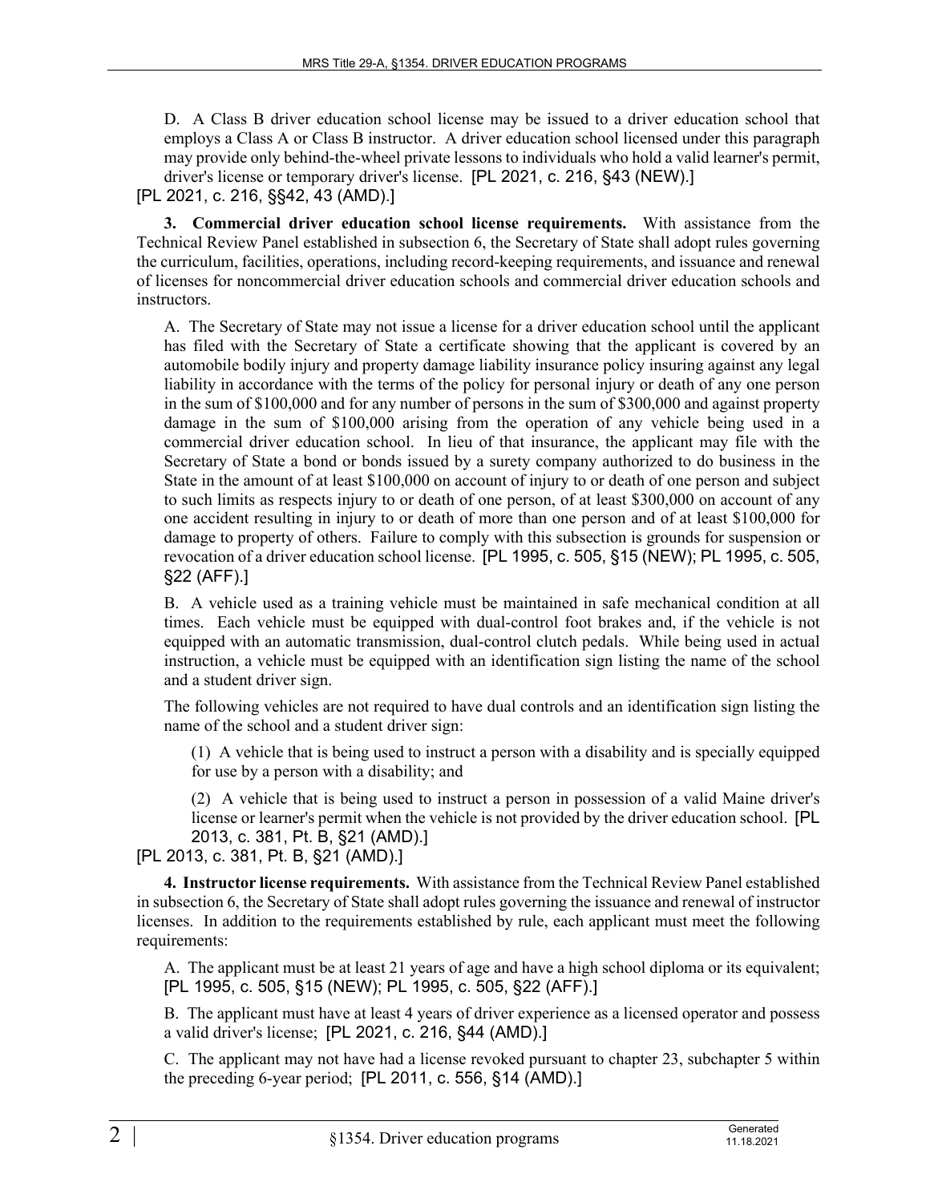D. A Class B driver education school license may be issued to a driver education school that employs a Class A or Class B instructor. A driver education school licensed under this paragraph may provide only behind-the-wheel private lessons to individuals who hold a valid learner's permit, driver's license or temporary driver's license. [PL 2021, c. 216, §43 (NEW).]

[PL 2021, c. 216, §§42, 43 (AMD).]

**3. Commercial driver education school license requirements.** With assistance from the Technical Review Panel established in subsection 6, the Secretary of State shall adopt rules governing the curriculum, facilities, operations, including record-keeping requirements, and issuance and renewal of licenses for noncommercial driver education schools and commercial driver education schools and instructors.

A. The Secretary of State may not issue a license for a driver education school until the applicant has filed with the Secretary of State a certificate showing that the applicant is covered by an automobile bodily injury and property damage liability insurance policy insuring against any legal liability in accordance with the terms of the policy for personal injury or death of any one person in the sum of $100,000 and for any number of persons in the sum of $300,000 and against property damage in the sum of $100,000 arising from the operation of any vehicle being used in a commercial driver education school. In lieu of that insurance, the applicant may file with the Secretary of State a bond or bonds issued by a surety company authorized to do business in the State in the amount of at least $100,000 on account of injury to or death of one person and subject to such limits as respects injury to or death of one person, of at least $300,000 on account of any one accident resulting in injury to or death of more than one person and of at least $100,000 for damage to property of others. Failure to comply with this subsection is grounds for suspension or revocation of a driver education school license. [PL 1995, c. 505, §15 (NEW); PL 1995, c. 505, §22 (AFF).]

B. A vehicle used as a training vehicle must be maintained in safe mechanical condition at all times. Each vehicle must be equipped with dual-control foot brakes and, if the vehicle is not equipped with an automatic transmission, dual-control clutch pedals. While being used in actual instruction, a vehicle must be equipped with an identification sign listing the name of the school and a student driver sign.

The following vehicles are not required to have dual controls and an identification sign listing the name of the school and a student driver sign:

(1) A vehicle that is being used to instruct a person with a disability and is specially equipped for use by a person with a disability; and

(2) A vehicle that is being used to instruct a person in possession of a valid Maine driver's license or learner's permit when the vehicle is not provided by the driver education school. [PL 2013, c. 381, Pt. B, §21 (AMD).]

[PL 2013, c. 381, Pt. B, §21 (AMD).]

**4. Instructor license requirements.** With assistance from the Technical Review Panel established in subsection 6, the Secretary of State shall adopt rules governing the issuance and renewal of instructor licenses. In addition to the requirements established by rule, each applicant must meet the following requirements:

A. The applicant must be at least 21 years of age and have a high school diploma or its equivalent; [PL 1995, c. 505, §15 (NEW); PL 1995, c. 505, §22 (AFF).]

B. The applicant must have at least 4 years of driver experience as a licensed operator and possess a valid driver's license; [PL 2021, c. 216, §44 (AMD).]

C. The applicant may not have had a license revoked pursuant to chapter 23, subchapter 5 within the preceding 6-year period; [PL 2011, c. 556, §14 (AMD).]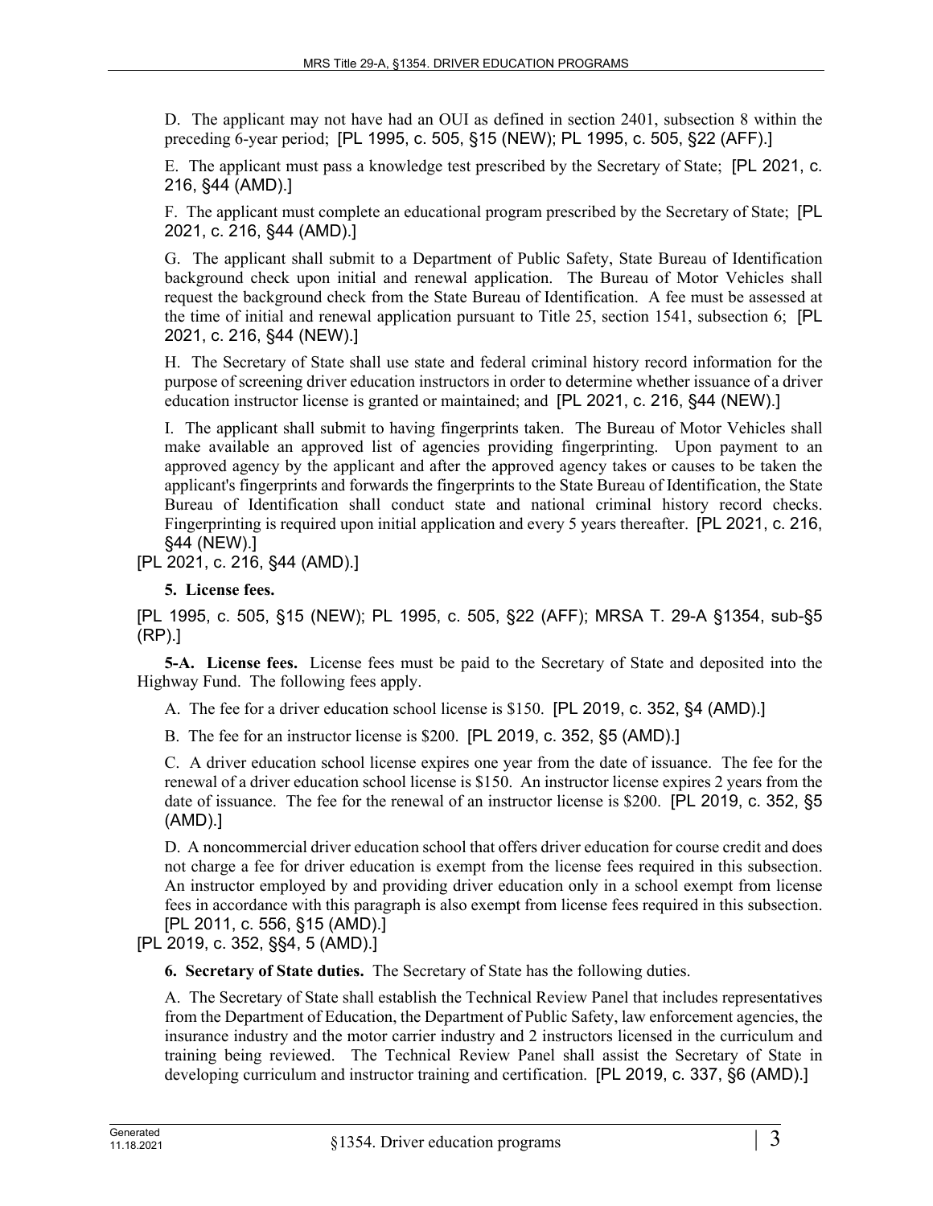D. The applicant may not have had an OUI as defined in section 2401, subsection 8 within the preceding 6-year period; [PL 1995, c. 505, §15 (NEW); PL 1995, c. 505, §22 (AFF).]

E. The applicant must pass a knowledge test prescribed by the Secretary of State; [PL 2021, c. 216, §44 (AMD).]

F. The applicant must complete an educational program prescribed by the Secretary of State; [PL 2021, c. 216, §44 (AMD).]

G. The applicant shall submit to a Department of Public Safety, State Bureau of Identification background check upon initial and renewal application. The Bureau of Motor Vehicles shall request the background check from the State Bureau of Identification. A fee must be assessed at the time of initial and renewal application pursuant to Title 25, section 1541, subsection 6; [PL 2021, c. 216, §44 (NEW).]

H. The Secretary of State shall use state and federal criminal history record information for the purpose of screening driver education instructors in order to determine whether issuance of a driver education instructor license is granted or maintained; and [PL 2021, c. 216, §44 (NEW).]

I. The applicant shall submit to having fingerprints taken. The Bureau of Motor Vehicles shall make available an approved list of agencies providing fingerprinting. Upon payment to an approved agency by the applicant and after the approved agency takes or causes to be taken the applicant's fingerprints and forwards the fingerprints to the State Bureau of Identification, the State Bureau of Identification shall conduct state and national criminal history record checks. Fingerprinting is required upon initial application and every 5 years thereafter. [PL 2021, c. 216, §44 (NEW).]

[PL 2021, c. 216, §44 (AMD).]

**5. License fees.**

[PL 1995, c. 505, §15 (NEW); PL 1995, c. 505, §22 (AFF); MRSA T. 29-A §1354, sub-§5 (RP).]

**5-A. License fees.** License fees must be paid to the Secretary of State and deposited into the Highway Fund. The following fees apply.

A. The fee for a driver education school license is $150. [PL 2019, c. 352, §4 (AMD).]

B. The fee for an instructor license is $200. [PL 2019, c. 352, §5 (AMD).]

C. A driver education school license expires one year from the date of issuance. The fee for the renewal of a driver education school license is $150. An instructor license expires 2 years from the date of issuance. The fee for the renewal of an instructor license is $200. [PL 2019, c. 352, §5 (AMD).]

D. A noncommercial driver education school that offers driver education for course credit and does not charge a fee for driver education is exempt from the license fees required in this subsection. An instructor employed by and providing driver education only in a school exempt from license fees in accordance with this paragraph is also exempt from license fees required in this subsection. [PL 2011, c. 556, §15 (AMD).]

[PL 2019, c. 352, §§4, 5 (AMD).]

**6. Secretary of State duties.** The Secretary of State has the following duties.

A. The Secretary of State shall establish the Technical Review Panel that includes representatives from the Department of Education, the Department of Public Safety, law enforcement agencies, the insurance industry and the motor carrier industry and 2 instructors licensed in the curriculum and training being reviewed. The Technical Review Panel shall assist the Secretary of State in developing curriculum and instructor training and certification. [PL 2019, c. 337, §6 (AMD).]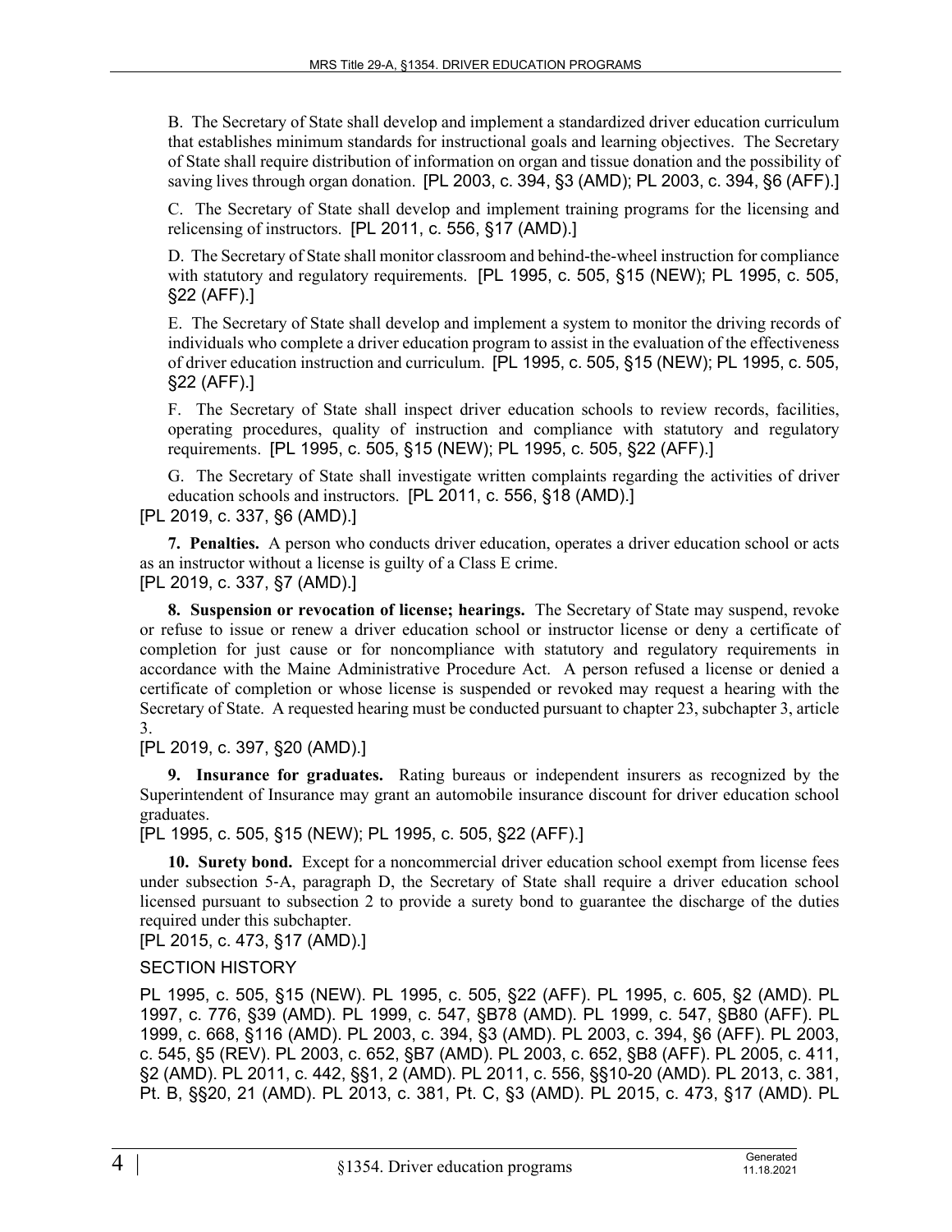B. The Secretary of State shall develop and implement a standardized driver education curriculum that establishes minimum standards for instructional goals and learning objectives. The Secretary of State shall require distribution of information on organ and tissue donation and the possibility of saving lives through organ donation. [PL 2003, c. 394, §3 (AMD); PL 2003, c. 394, §6 (AFF).]

C. The Secretary of State shall develop and implement training programs for the licensing and relicensing of instructors. [PL 2011, c. 556, §17 (AMD).]

D. The Secretary of State shall monitor classroom and behind-the-wheel instruction for compliance with statutory and regulatory requirements. [PL 1995, c. 505, §15 (NEW); PL 1995, c. 505, §22 (AFF).]

E. The Secretary of State shall develop and implement a system to monitor the driving records of individuals who complete a driver education program to assist in the evaluation of the effectiveness of driver education instruction and curriculum. [PL 1995, c. 505, §15 (NEW); PL 1995, c. 505, §22 (AFF).]

F. The Secretary of State shall inspect driver education schools to review records, facilities, operating procedures, quality of instruction and compliance with statutory and regulatory requirements. [PL 1995, c. 505, §15 (NEW); PL 1995, c. 505, §22 (AFF).]

G. The Secretary of State shall investigate written complaints regarding the activities of driver education schools and instructors. [PL 2011, c. 556, §18 (AMD).]

[PL 2019, c. 337, §6 (AMD).]

**7. Penalties.** A person who conducts driver education, operates a driver education school or acts as an instructor without a license is guilty of a Class E crime.

[PL 2019, c. 337, §7 (AMD).]

**8. Suspension or revocation of license; hearings.** The Secretary of State may suspend, revoke or refuse to issue or renew a driver education school or instructor license or deny a certificate of completion for just cause or for noncompliance with statutory and regulatory requirements in accordance with the Maine Administrative Procedure Act. A person refused a license or denied a certificate of completion or whose license is suspended or revoked may request a hearing with the Secretary of State. A requested hearing must be conducted pursuant to chapter 23, subchapter 3, article 3.

[PL 2019, c. 397, §20 (AMD).]

**9. Insurance for graduates.** Rating bureaus or independent insurers as recognized by the Superintendent of Insurance may grant an automobile insurance discount for driver education school graduates.

[PL 1995, c. 505, §15 (NEW); PL 1995, c. 505, §22 (AFF).]

**10. Surety bond.** Except for a noncommercial driver education school exempt from license fees under subsection 5-A, paragraph D, the Secretary of State shall require a driver education school licensed pursuant to subsection 2 to provide a surety bond to guarantee the discharge of the duties required under this subchapter.

[PL 2015, c. 473, §17 (AMD).]

SECTION HISTORY

PL 1995, c. 505, §15 (NEW). PL 1995, c. 505, §22 (AFF). PL 1995, c. 605, §2 (AMD). PL 1997, c. 776, §39 (AMD). PL 1999, c. 547, §B78 (AMD). PL 1999, c. 547, §B80 (AFF). PL 1999, c. 668, §116 (AMD). PL 2003, c. 394, §3 (AMD). PL 2003, c. 394, §6 (AFF). PL 2003, c. 545, §5 (REV). PL 2003, c. 652, §B7 (AMD). PL 2003, c. 652, §B8 (AFF). PL 2005, c. 411, §2 (AMD). PL 2011, c. 442, §§1, 2 (AMD). PL 2011, c. 556, §§10-20 (AMD). PL 2013, c. 381, Pt. B, §§20, 21 (AMD). PL 2013, c. 381, Pt. C, §3 (AMD). PL 2015, c. 473, §17 (AMD). PL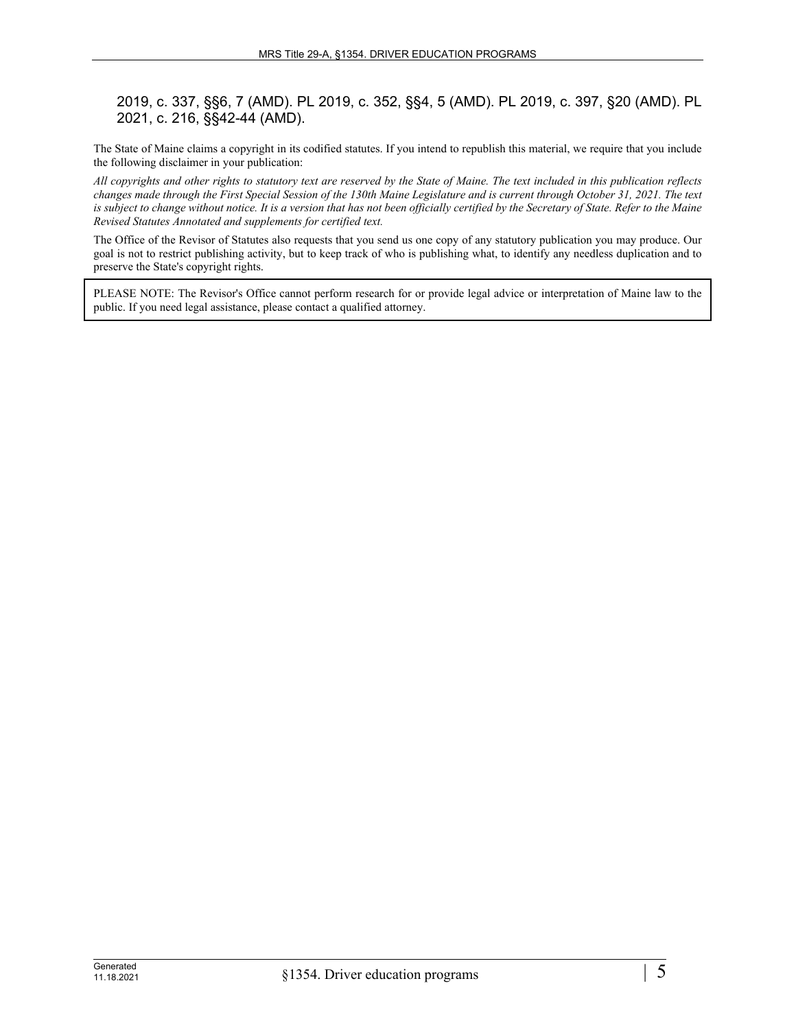2019, c. 337, §§6, 7 (AMD). PL 2019, c. 352, §§4, 5 (AMD). PL 2019, c. 397, §20 (AMD). PL 2021, c. 216, §§42-44 (AMD).

The State of Maine claims a copyright in its codified statutes. If you intend to republish this material, we require that you include the following disclaimer in your publication:

*All copyrights and other rights to statutory text are reserved by the State of Maine. The text included in this publication reflects changes made through the First Special Session of the 130th Maine Legislature and is current through October 31, 2021. The text is subject to change without notice. It is a version that has not been officially certified by the Secretary of State. Refer to the Maine Revised Statutes Annotated and supplements for certified text.*

The Office of the Revisor of Statutes also requests that you send us one copy of any statutory publication you may produce. Our goal is not to restrict publishing activity, but to keep track of who is publishing what, to identify any needless duplication and to preserve the State's copyright rights.

PLEASE NOTE: The Revisor's Office cannot perform research for or provide legal advice or interpretation of Maine law to the public. If you need legal assistance, please contact a qualified attorney.